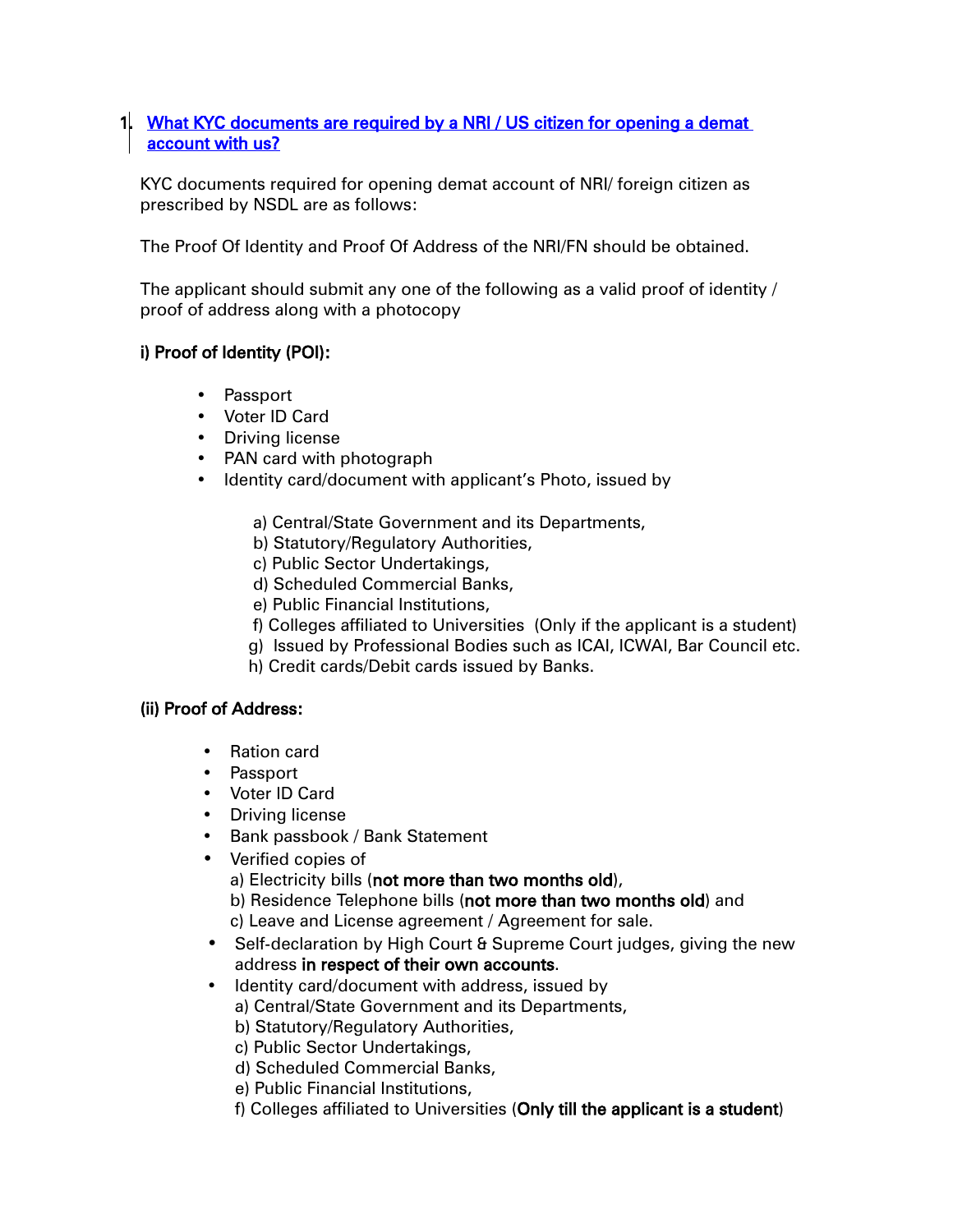1. **[What KYC documents are required by a NRI / US citizen for opening a demat account with us?]**

KYC documents required for opening demat account of NRI/ foreign citizen as prescribed by NSDL are as follows:

The Proof Of Identity and Proof Of Address of the NRI/FN should be obtained.

The applicant should submit any one of the following as a valid proof of identity / proof of address along with a photocopy

**i) Proof of Identity (POI):**

- Passport
- Voter ID Card
- Driving license
- PAN card with photograph
- Identity card/document with applicant's Photo, issued by

  a) Central/State Government and its Departments,
  b) Statutory/Regulatory Authorities,
  c) Public Sector Undertakings,
  d) Scheduled Commercial Banks,
  e) Public Financial Institutions,
  f) Colleges affiliated to Universities (Only if the applicant is a student)
  g) Issued by Professional Bodies such as ICAI, ICWAI, Bar Council etc.
  h) Credit cards/Debit cards issued by Banks.

**(ii) Proof of Address:**

- Ration card
- Passport
- Voter ID Card
- Driving license
- Bank passbook / Bank Statement
- Verified copies of
  a) Electricity bills (**not more than two months old**),
  b) Residence Telephone bills (**not more than two months old**) and
  c) Leave and License agreement / Agreement for sale.
- Self-declaration by High Court & Supreme Court judges, giving the new address **in respect of their own accounts**.
- Identity card/document with address, issued by
  a) Central/State Government and its Departments,
  b) Statutory/Regulatory Authorities,
  c) Public Sector Undertakings,
  d) Scheduled Commercial Banks,
  e) Public Financial Institutions,
  f) Colleges affiliated to Universities (**Only till the applicant is a student**)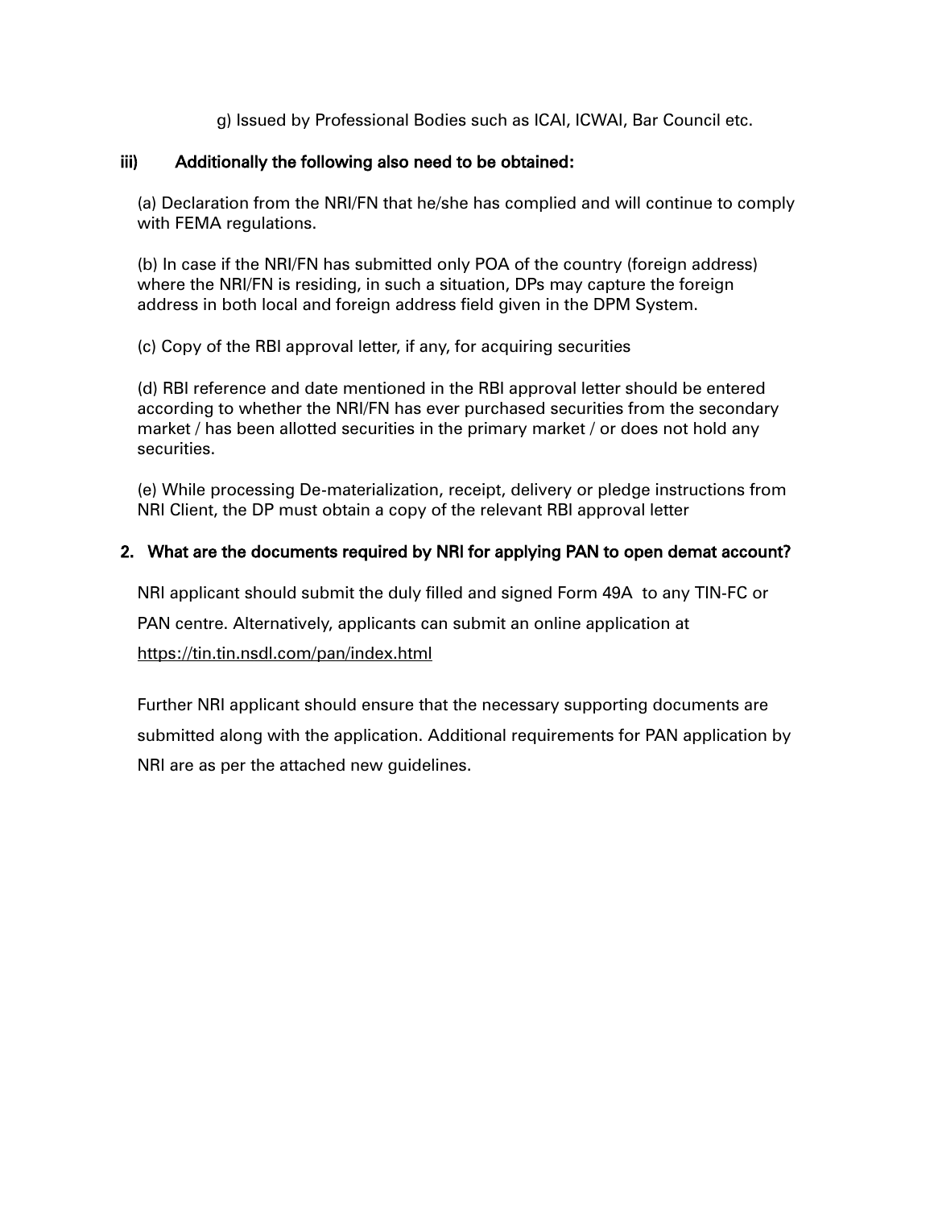g) Issued by Professional Bodies such as ICAI, ICWAI, Bar Council etc.

**iii) Additionally the following also need to be obtained:**

(a) Declaration from the NRI/FN that he/she has complied and will continue to comply with FEMA regulations.

(b) In case if the NRI/FN has submitted only POA of the country (foreign address) where the NRI/FN is residing, in such a situation, DPs may capture the foreign address in both local and foreign address field given in the DPM System.

(c) Copy of the RBI approval letter, if any, for acquiring securities

(d) RBI reference and date mentioned in the RBI approval letter should be entered according to whether the NRI/FN has ever purchased securities from the secondary market / has been allotted securities in the primary market / or does not hold any securities.

(e) While processing De-materialization, receipt, delivery or pledge instructions from NRI Client, the DP must obtain a copy of the relevant RBI approval letter

**2. What are the documents required by NRI for applying PAN to open demat account?**

NRI applicant should submit the duly filled and signed Form 49A to any TIN-FC or PAN centre. Alternatively, applicants can submit an online application at https://tin.tin.nsdl.com/pan/index.html

Further NRI applicant should ensure that the necessary supporting documents are submitted along with the application. Additional requirements for PAN application by NRI are as per the attached new guidelines.